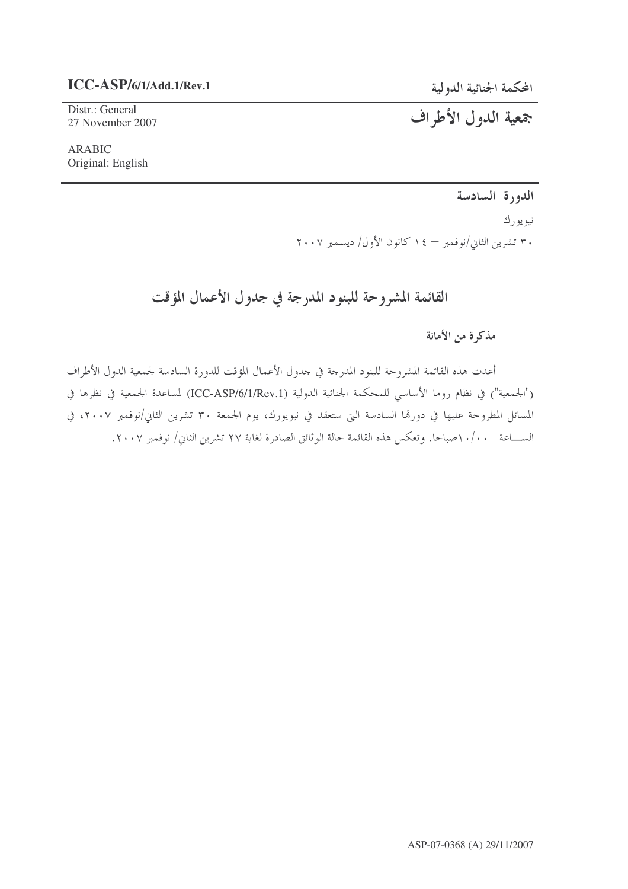ICC-ASP/6/1/Add.1/Rev.1

Distr.: General
27 November 2007

ARABIC
Original: English

المحكمة الجنائية الدولية

# جمعية الدول الأطراف

**الدورة السادسة**

نيويورك

٣٠ تشرين الثاني/نوفمبر – ١٤ كانون الأول/ ديسمبر ٢٠٠٧

## القائمة المشروحة للبنود المدرجة في جدول الأعمال المؤقت

### مذكرة من الأمانة

أعدت هذه القائمة المشروحة للبنود المدرجة في جدول الأعمال المؤقت للدورة السادسة لجمعية الدول الأطراف ("الجمعية") في نظام روما الأساسي للمحكمة الجنائية الدولية (ICC-ASP/6/1/Rev.1) لمساعدة الجمعية في نظرها في المسائل المطروحة عليها في دورتها السادسة التي ستعقد في نيويورك، يوم الجمعة ٣٠ تشرين الثاني/نوفمبر ٢٠٠٧، في الساعة ١٠/٠٠ صباحا. وتعكس هذه القائمة حالة الوثائق الصادرة لغاية ٢٧ تشرين الثاني/ نوفمبر ٢٠٠٧.

ASP-07-0368 (A) 29/11/2007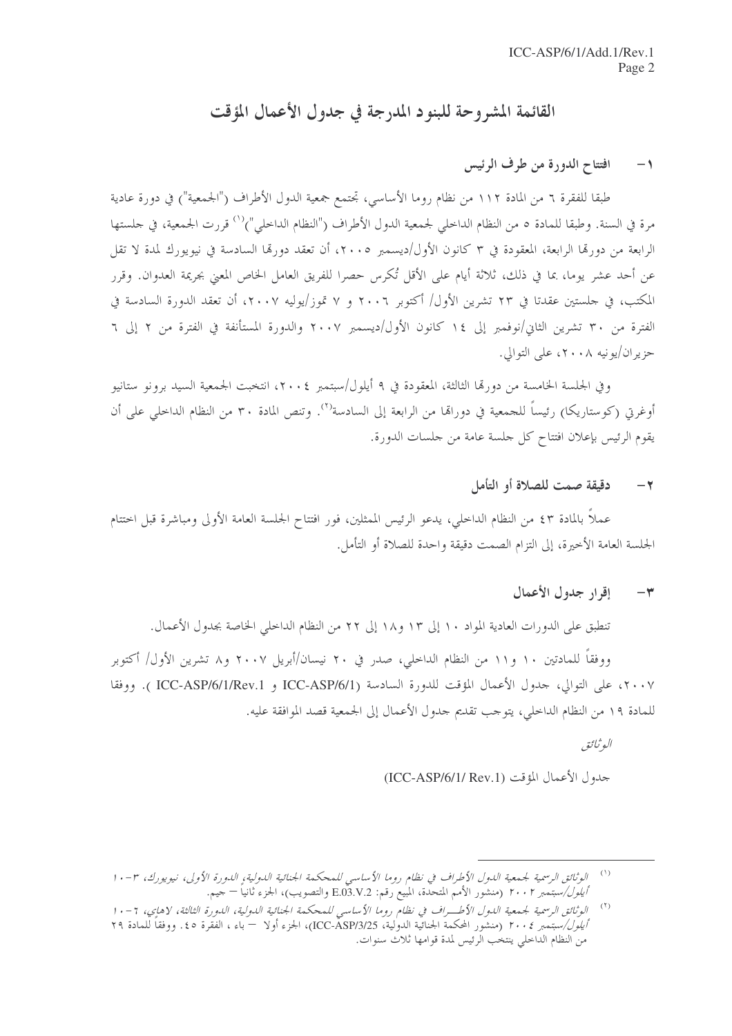# القائمة المشروحة للبنود المدرجة في جدول الأعمال المؤقت

## ١- افتتاح الدورة من طرف الرئيس

طبقا للفقرة ٦ من المادة ١١٢ من نظام روما الأساسي، تجتمع جمعية الدول الأطراف ("الجمعية") في دورة عادية مرة في السنة. وطبقا للمادة ٥ من النظام الداخلي لجمعية الدول الأطراف ("النظام الداخلي")[1] قررت الجمعية، في جلستها الرابعة من دورتها الرابعة، المعقودة في ٣ كانون الأول/ديسمبر ٢٠٠٥، أن تعقد دورتها السادسة في نيويورك لمدة لا تقل عن أحد عشر يوما، بما في ذلك، ثلاثة أيام على الأقل تُكرس حصرا للفريق العامل الخاص المعني بجريمة العدوان. وقرر المكتب، في جلستين عقدتا في ٢٣ تشرين الأول/ أكتوبر ٢٠٠٦ و ٧ تموز/يوليه ٢٠٠٧، أن تعقد الدورة السادسة في الفترة من ٣٠ تشرين الثاني/نوفمبر إلى ١٤ كانون الأول/ديسمبر ٢٠٠٧ والدورة المستأنفة في الفترة من ٢ إلى ٦ حزيران/يونيه ٢٠٠٨، على التوالي.

وفي الجلسة الخامسة من دورتها الثالثة، المعقودة في ٩ أيلول/سبتمبر ٢٠٠٤، انتخبت الجمعية السيد برونو ستانيو أوغرتي (كوستاريكا) رئيساً للجمعية في دوراتها من الرابعة إلى السادسة[2]. وتنص المادة ٣٠ من النظام الداخلي على أن يقوم الرئيس بإعلان افتتاح كل جلسة عامة من جلسات الدورة.

## ٢- دقيقة صمت للصلاة أو التأمل

عملاً بالمادة ٤٣ من النظام الداخلي، يدعو الرئيس الممثلين، فور افتتاح الجلسة العامة الأولى ومباشرة قبل اختتام الجلسة العامة الأخيرة، إلى التزام الصمت دقيقة واحدة للصلاة أو التأمل.

## ٣- إقرار جدول الأعمال

تنطبق على الدورات العادية المواد ١٠ إلى ١٣ و١٨ إلى ٢٢ من النظام الداخلي الخاصة بجدول الأعمال.

ووفقاً للمادتين ١٠ و١١ من النظام الداخلي، صدر في ٢٠ نيسان/أبريل ٢٠٠٧ و٨ تشرين الأول/ أكتوبر ٢٠٠٧، على التوالي، جدول الأعمال المؤقت للدورة السادسة (ICC-ASP/6/1 و ICC-ASP/6/1/Rev.1 ). ووفقا للمادة ١٩ من النظام الداخلي، يتوجب تقديم جدول الأعمال إلى الجمعية قصد الموافقة عليه.

*الوثائق*

جدول الأعمال المؤقت (ICC-ASP/6/1/ Rev.1)

---

[1] *الوثائق الرسمية لجمعية الدول الأطراف في نظام روما الأساسي للمحكمة الجنائية الدولية، الدورة الأولى، نيويورك، ٣-١٠ أيلول/سبتمبر ٢٠٠٢* (منشور الأمم المتحدة، المبيع رقم: E.03.V.2 والتصويب)، الجزء ثانياً – جيم.

[2] *الوثائق الرسمية لجمعية الدول الأطراف في نظام روما الأساسي للمحكمة الجنائية الدولية، الدورة الثالثة، لاهاي، ٦-١٠ أيلول/سبتمبر ٢٠٠٤* (منشور المحكمة الجنائية الدولية، ICC-ASP/3/25)، الجزء أولا – باء ، الفقرة ٤٥. ووفقاً للمادة ٢٩ من النظام الداخلي ينتخب الرئيس لمدة قوامها ثلاث سنوات.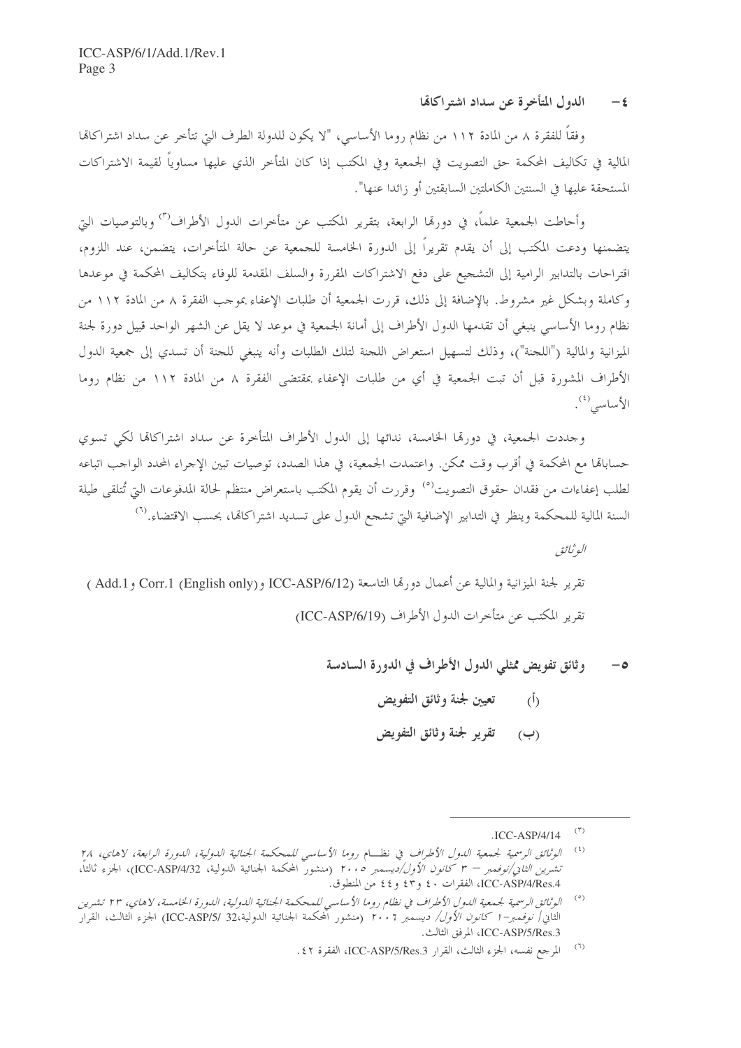## ٤- الدول المتأخرة عن سداد اشتراكاتها

وفقاً للفقرة ٨ من المادة ١١٢ من نظام روما الأساسي، "لا يكون للدولة الطرف التي تتأخر عن سداد اشتراكاتها المالية في تكاليف المحكمة حق التصويت في الجمعية وفي المكتب إذا كان المتأخر الذي عليها مساوياً لقيمة الاشتراكات المستحقة عليها في السنتين الكاملتين السابقتين أو زائدا عنها".

وأحاطت الجمعية علماً، في دورتها الرابعة، بتقرير المكتب عن متأخرات الدول الأطراف[٣] وبالتوصيات التي يتضمنها ودعت المكتب إلى أن يقدم تقريراً إلى الدورة الخامسة للجمعية عن حالة المتأخرات، يتضمن، عند اللزوم، اقتراحات بالتدابير الرامية إلى التشجيع على دفع الاشتراكات المقررة والسلف المقدمة للوفاء بتكاليف المحكمة في موعدها وكاملة وبشكل غير مشروط. بالإضافة إلى ذلك، قررت الجمعية أن طلبات الإعفاء بموجب الفقرة ٨ من المادة ١١٢ من نظام روما الأساسي ينبغي أن تقدمها الدول الأطراف إلى أمانة الجمعية في موعد لا يقل عن الشهر الواحد قبيل دورة لجنة الميزانية والمالية ("اللجنة")، وذلك لتسهيل استعراض اللجنة لتلك الطلبات وأنه ينبغي للجنة أن تسدي إلى جمعية الدول الأطراف المشورة قبل أن تبت الجمعية في أي من طلبات الإعفاء بمقتضى الفقرة ٨ من المادة ١١٢ من نظام روما الأساسي[٤].

وجددت الجمعية، في دورتها الخامسة، ندائها إلى الدول الأطراف المتأخرة عن سداد اشتراكاتها لكي تسوي حساباتها مع المحكمة في أقرب وقت ممكن. واعتمدت الجمعية، في هذا الصدد، توصيات تبين الإجراء المحدد الواجب اتباعه لطلب إعفاءات من فقدان حقوق التصويت[٥] وقررت أن يقوم المكتب باستعراض منتظم لحالة المدفوعات التي تُتلقى طيلة السنة المالية للمحكمة وينظر في التدابير الإضافية التي تشجع الدول على تسديد اشتراكاتها، بحسب الاقتضاء.[٦]

*الوثائق*

تقرير لجنة الميزانية والمالية عن أعمال دورتها التاسعة (ICC-ASP/6/12 وCorr.1 (English only) وAdd.1)

تقرير المكتب عن متأخرات الدول الأطراف (ICC-ASP/6/19)

## ٥- وثائق تفويض ممثلي الدول الأطراف في الدورة السادسة

**(أ) تعيين لجنة وثائق التفويض**

**(ب) تقرير لجنة وثائق التفويض**

---

[٣] ICC-ASP/4/14.

[٤] *الوثائق الرسمية لجمعية الدول الأطراف في نظام روما الأساسي للمحكمة الجنائية الدولية، الدورة الرابعة، لاهاي، ٢٨ تشرين الثاني/نوفمبر – ٣ كانون الأول/ديسمبر ٢٠٠٥* (منشور المحكمة الجنائية الدولية، ICC-ASP/4/32)، الجزء ثالثا، ICC-ASP/4/Res.4، الفقرات ٤٠ و٤٣ و٤٤ من المنطوق.

[٥] *الوثائق الرسمية لجمعية الدول الأطراف في نظام روما الأساسي للمحكمة الجنائية الدولية، الدورة الخامسة، لاهاي، ٢٣ تشرين الثاني/ نوفمبر-١ كانون الأول/ ديسمبر ٢٠٠٦* (منشور المحكمة الجنائية الدولية،ICC-ASP/5/32) الجزء الثالث، القرار ICC-ASP/5/Res.3، المرفق الثالث.

[٦] المرجع نفسه، الجزء الثالث، القرار ICC-ASP/5/Res.3، الفقرة ٤٢.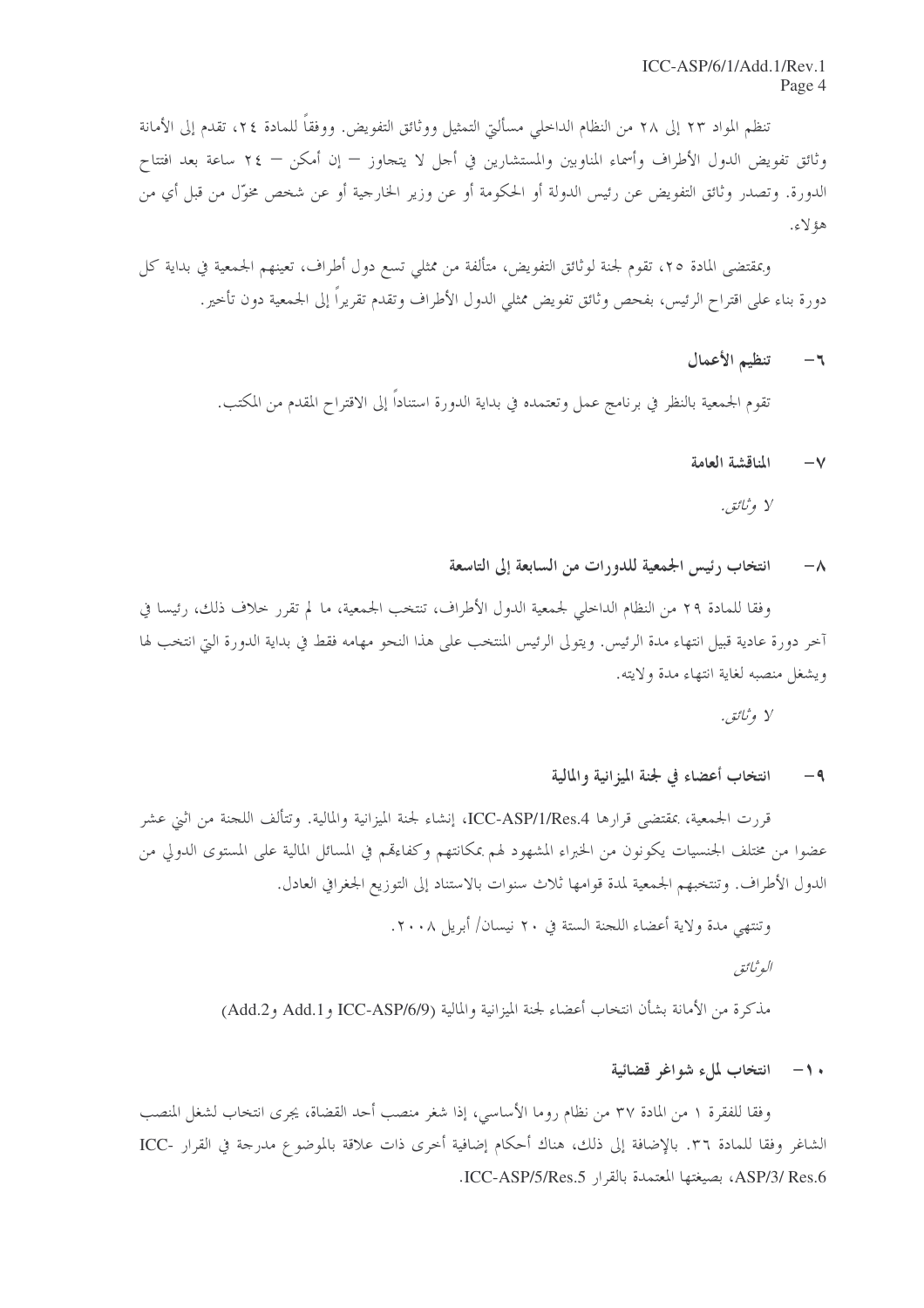تنظم المواد ٢٣ إلى ٢٨ من النظام الداخلي مسألتي التمثيل ووثائق التفويض. ووفقاً للمادة ٢٤، تقدم إلى الأمانة وثائق تفويض الدول الأطراف وأسماء المناوبين والمستشارين في أجل لا يتجاوز – إن أمكن – ٢٤ ساعة بعد افتتاح الدورة. وتصدر وثائق التفويض عن رئيس الدولة أو الحكومة أو عن وزير الخارجية أو عن شخص مخوّل من قبل أي من هؤلاء.

وبمقتضى المادة ٢٥، تقوم لجنة لوثائق التفويض، متألفة من ممثلي تسع دول أطراف، تعينهم الجمعية في بداية كل دورة بناء على اقتراح الرئيس، بفحص وثائق تفويض ممثلي الدول الأطراف وتقدم تقريراً إلى الجمعية دون تأخير.

### ٦- تنظيم الأعمال

تقوم الجمعية بالنظر في برنامج عمل وتعتمده في بداية الدورة استناداً إلى الاقتراح المقدم من المكتب.

### ٧- المناقشة العامة

*لا وثائق.*

### ٨- انتخاب رئيس الجمعية للدورات من السابعة إلى التاسعة

وفقا للمادة ٢٩ من النظام الداخلي لجمعية الدول الأطراف، تنتخب الجمعية، ما لم تقرر خلاف ذلك، رئيسا في آخر دورة عادية قبيل انتهاء مدة الرئيس. ويتولى الرئيس المنتخب على هذا النحو مهامه فقط في بداية الدورة التي انتخب لها ويشغل منصبه لغاية انتهاء مدة ولايته.

*لا وثائق.*

### ٩- انتخاب أعضاء في لجنة الميزانية والمالية

قررت الجمعية، بمقتضى قرارها ICC-ASP/1/Res.4، إنشاء لجنة الميزانية والمالية. وتتألف اللجنة من اثني عشر عضوا من مختلف الجنسيات يكونون من الخبراء المشهود لهم بمكانتهم وكفاءتهم في المسائل المالية على المستوى الدولي من الدول الأطراف. وتنتخبهم الجمعية لمدة قوامها ثلاث سنوات بالاستناد إلى التوزيع الجغرافي العادل.

وتنتهي مدة ولاية أعضاء اللجنة الستة في ٢٠ نيسان/ أبريل ٢٠٠٨.

*الوثائق*

مذكرة من الأمانة بشأن انتخاب أعضاء لجنة الميزانية والمالية (ICC-ASP/6/9 وAdd.1 وAdd.2)

### ١٠- انتخاب لملء شواغر قضائية

وفقا للفقرة ١ من المادة ٣٧ من نظام روما الأساسي، إذا شغر منصب أحد القضاة، يجرى انتخاب لشغل المنصب الشاغر وفقا للمادة ٣٦. بالإضافة إلى ذلك، هناك أحكام إضافية أخرى ذات علاقة بالموضوع مدرجة في القرار ICC-ASP/3/ Res.6، بصيغتها المعتمدة بالقرار ICC-ASP/5/Res.5.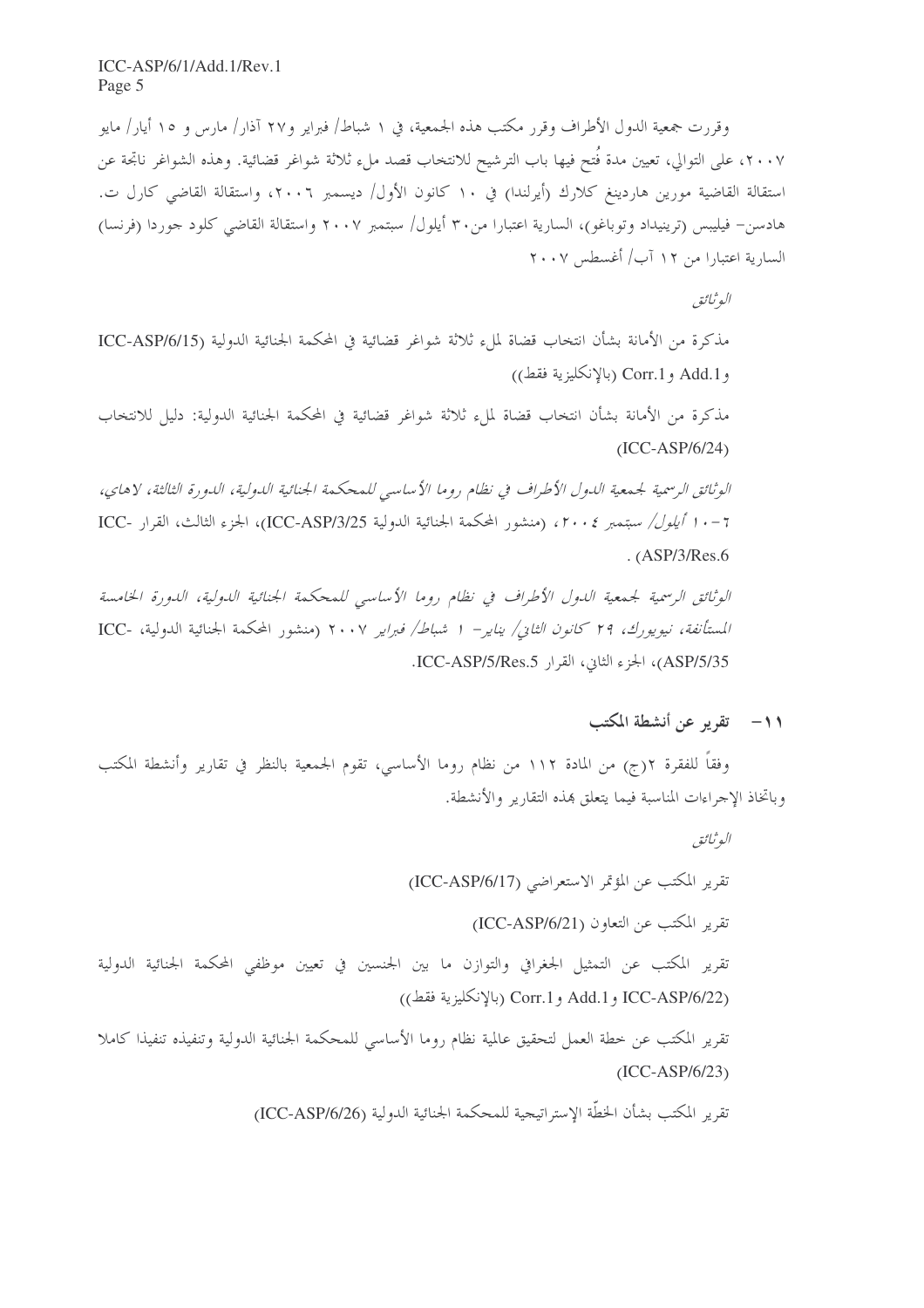وقررت جمعية الدول الأطراف وقرر مكتب هذه الجمعية، في ١ شباط/ فبراير و٢٧ آذار/ مارس و ١٥ أيار/ مايو ٢٠٠٧، على التوالي، تعيين مدة فُتح فيها باب الترشيح للانتخاب قصد ملء ثلاثة شواغر قضائية. وهذه الشواغر ناتجة عن استقالة القاضية مورين هاردينغ كلارك (أيرلندا) في ١٠ كانون الأول/ ديسمبر ٢٠٠٦، واستقالة القاضي كارل ت. هادسن- فيليبس (ترينيداد وتوباغو)، السارية اعتبارا من٣٠ أيلول/ سبتمبر ٢٠٠٧ واستقالة القاضي كلود جوردا (فرنسا) السارية اعتبارا من ١٢ آب/ أغسطس ٢٠٠٧

*الوثائق*

مذكرة من الأمانة بشأن انتخاب قضاة لملء ثلاثة شواغر قضائية في المحكمة الجنائية الدولية (ICC-ASP/6/15 وAdd.1 وCorr.1 (بالإنكليزية فقط))

مذكرة من الأمانة بشأن انتخاب قضاة لملء ثلاثة شواغر قضائية في المحكمة الجنائية الدولية: دليل للانتخاب (ICC-ASP/6/24)

*الوثائق الرسمية لجمعية الدول الأطراف في نظام روما الأساسي للمحكمة الجنائية الدولية، الدورة الثالثة، لاهاي، ٦-١٠ أيلول/ سبتمبر ٢٠٠٤*، (منشور المحكمة الجنائية الدولية ICC-ASP/3/25)، الجزء الثالث، القرار ICC-ASP/3/Res.6.

*الوثائق الرسمية لجمعية الدول الأطراف في نظام روما الأساسي للمحكمة الجنائية الدولية، الدورة الخامسة المستأنفة، نيويورك، ٢٩ كانون الثاني/ يناير- ١ شباط/ فبراير ٢٠٠٧* (منشور المحكمة الجنائية الدولية، ICC-ASP/5/35)، الجزء الثاني، القرار ICC-ASP/5/Res.5.

## ١١- تقرير عن أنشطة المكتب

وفقاً للفقرة ٢(ج) من المادة ١١٢ من نظام روما الأساسي، تقوم الجمعية بالنظر في تقارير وأنشطة المكتب وباتخاذ الإجراءات المناسبة فيما يتعلق بهذه التقارير والأنشطة.

*الوثائق*

تقرير المكتب عن المؤتمر الاستعراضي (ICC-ASP/6/17)

تقرير المكتب عن التعاون (ICC-ASP/6/21)

تقرير المكتب عن التمثيل الجغرافي والتوازن ما بين الجنسين في تعيين موظفي المحكمة الجنائية الدولية (ICC-ASP/6/22 وAdd.1 وCorr.1 (بالإنكليزية فقط))

تقرير المكتب عن خطة العمل لتحقيق عالمية نظام روما الأساسي للمحكمة الجنائية الدولية وتنفيذه تنفيذا كاملا (ICC-ASP/6/23)

تقرير المكتب بشأن الخطّة الإستراتيجية للمحكمة الجنائية الدولية (ICC-ASP/6/26)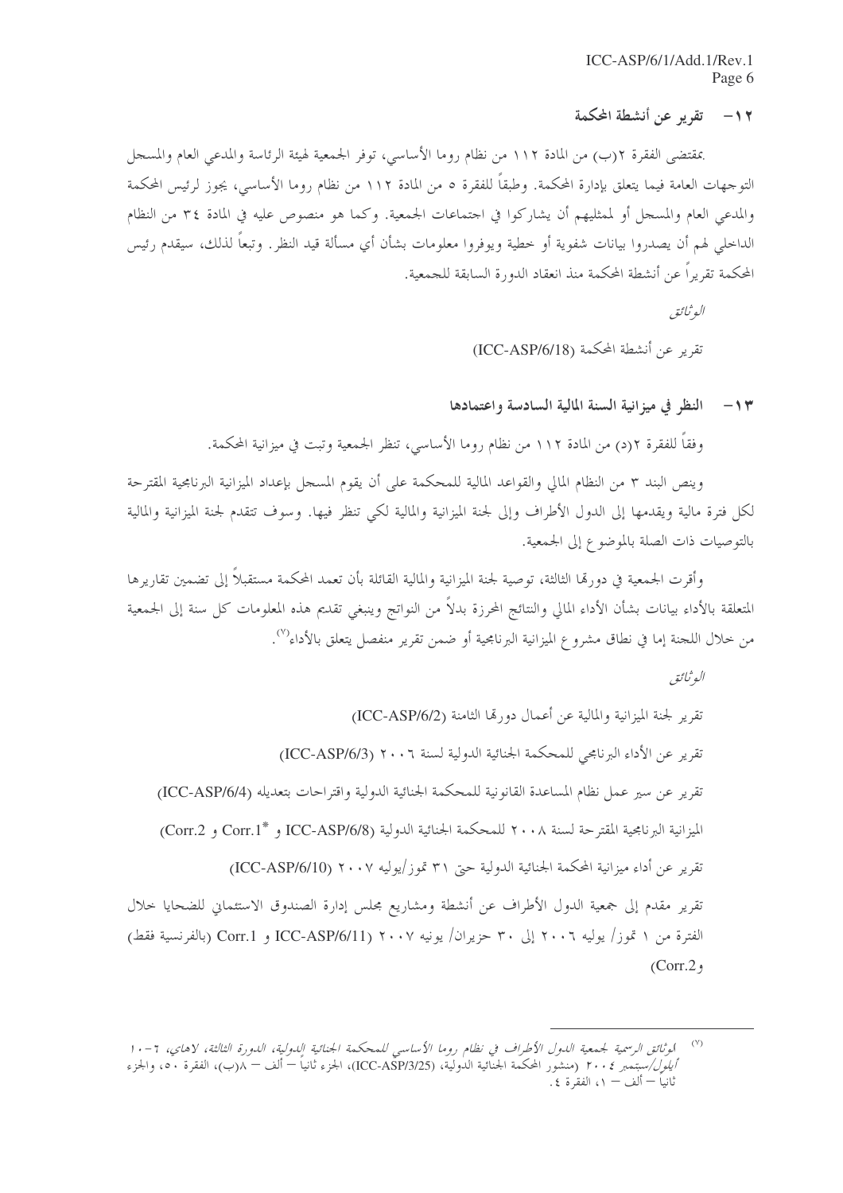## ١٢- تقرير عن أنشطة المحكمة

بمقتضى الفقرة ٢(ب) من المادة ١١٢ من نظام روما الأساسي، توفر الجمعية لهيئة الرئاسة والمدعي العام والمسجل التوجهات العامة فيما يتعلق بإدارة المحكمة. وطبقاً للفقرة ٥ من المادة ١١٢ من نظام روما الأساسي، يجوز لرئيس المحكمة والمدعي العام والمسجل أو لممثليهم أن يشاركوا في اجتماعات الجمعية. وكما هو منصوص عليه في المادة ٣٤ من النظام الداخلي لهم أن يصدروا بيانات شفوية أو خطية ويوفروا معلومات بشأن أي مسألة قيد النظر. وتبعاً لذلك، سيقدم رئيس المحكمة تقريراً عن أنشطة المحكمة منذ انعقاد الدورة السابقة للجمعية.

*الوثائق*

تقرير عن أنشطة المحكمة (ICC-ASP/6/18)

## ١٣- النظر في ميزانية السنة المالية السادسة واعتمادها

وفقاً للفقرة ٢(د) من المادة ١١٢ من نظام روما الأساسي، تنظر الجمعية وتبت في ميزانية المحكمة.

وينص البند ٣ من النظام المالي والقواعد المالية للمحكمة على أن يقوم المسجل بإعداد الميزانية البرنامجية المقترحة لكل فترة مالية ويقدمها إلى الدول الأطراف وإلى لجنة الميزانية والمالية لكي تنظر فيها. وسوف تتقدم لجنة الميزانية والمالية بالتوصيات ذات الصلة بالموضوع إلى الجمعية.

وأقرت الجمعية في دورتها الثالثة، توصية لجنة الميزانية والمالية القائلة بأن تعمد المحكمة مستقبلاً إلى تضمين تقاريرها المتعلقة بالأداء بيانات بشأن الأداء المالي والنتائج المحرزة بدلاً من النواتج وينبغي تقديم هذه المعلومات كل سنة إلى الجمعية من خلال اللجنة إما في نطاق مشروع الميزانية البرنامجية أو ضمن تقرير منفصل يتعلق بالأداء[٧].

*الوثائق*

تقرير لجنة الميزانية والمالية عن أعمال دورتها الثامنة (ICC-ASP/6/2)

تقرير عن الأداء البرنامجي للمحكمة الجنائية الدولية لسنة ٢٠٠٦ (ICC-ASP/6/3)

تقرير عن سير عمل نظام المساعدة القانونية للمحكمة الجنائية الدولية واقتراحات بتعديله (ICC-ASP/6/4)

الميزانية البرنامجية المقترحة لسنة ٢٠٠٨ للمحكمة الجنائية الدولية (ICC-ASP/6/8 و Corr.1* و Corr.2)

تقرير عن أداء ميزانية المحكمة الجنائية الدولية حتى ٣١ تموز/يوليه ٢٠٠٧ (ICC-ASP/6/10)

تقرير مقدم إلى جمعية الدول الأطراف عن أنشطة ومشاريع مجلس إدارة الصندوق الاستئماني للضحايا خلال الفترة من ١ تموز/ يوليه ٢٠٠٦ إلى ٣٠ حزيران/ يونيه ٢٠٠٧ (ICC-ASP/6/11 و Corr.1 (بالفرنسية فقط) وCorr.2)

---

[٧] *الوثائق الرسمية لجمعية الدول الأطراف في نظام روما الأساسي للمحكمة الجنائية الدولية، الدورة الثالثة، لاهاي، ٦-١٠ أيلول/سبتمبر ٢٠٠٤* (منشور المحكمة الجنائية الدولية، (ICC-ASP/3/25)، الجزء ثانياً – ألف – ٨(ب)، الفقرة ٥٠، والجزء ثانيا – ألف – ١، الفقرة ٤.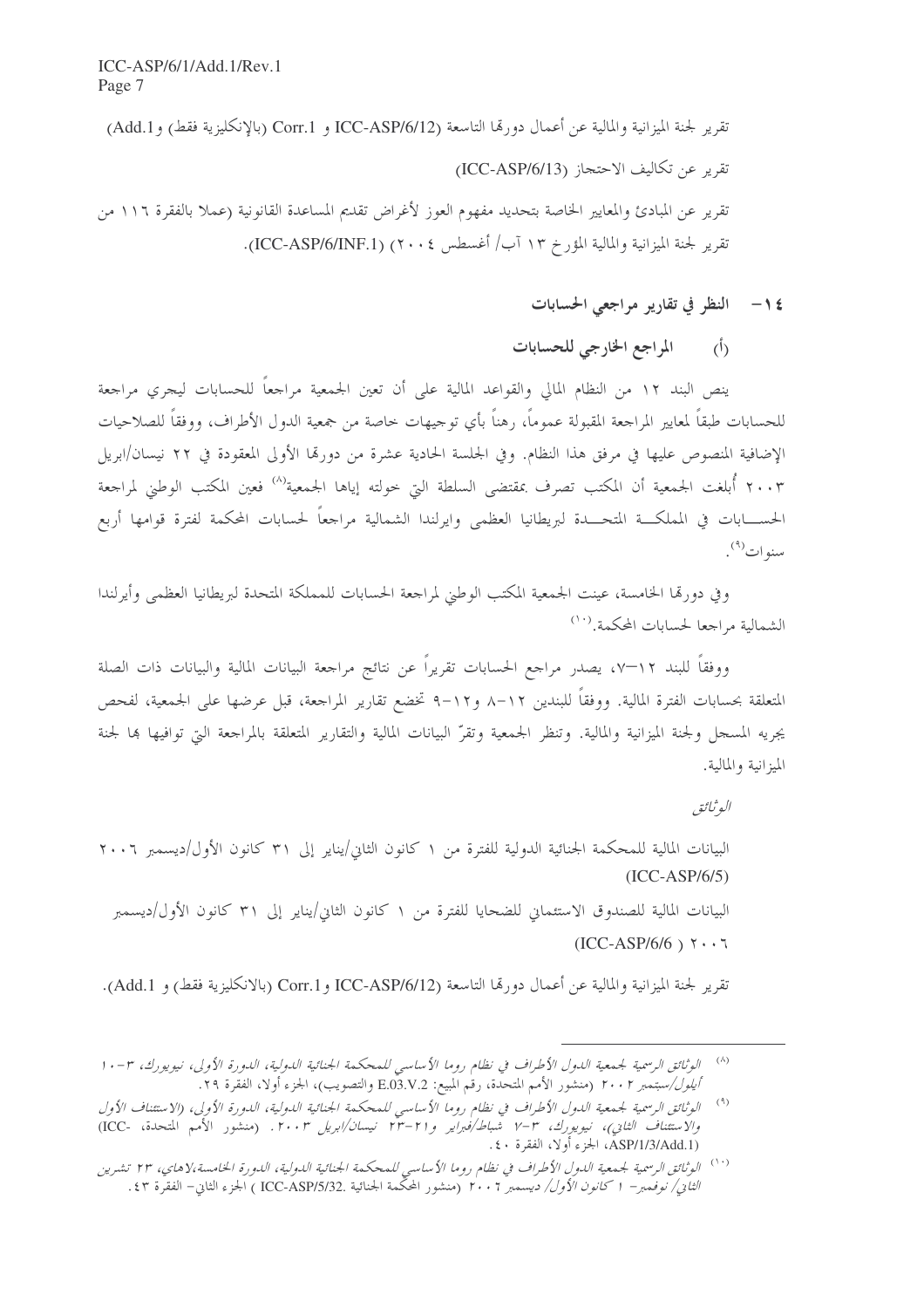تقرير لجنة الميزانية والمالية عن أعمال دورتها التاسعة (ICC-ASP/6/12 و Corr.1 (بالإنكليزية فقط) وAdd.1)

تقرير عن تكاليف الاحتجاز (ICC-ASP/6/13)

تقرير عن المبادئ والمعايير الخاصة بتحديد مفهوم العوز لأغراض تقديم المساعدة القانونية (عملا بالفقرة ١١٦ من تقرير لجنة الميزانية والمالية المؤرخ ١٣ آب/ أغسطس ٢٠٠٤) (ICC-ASP/6/INF.1).

## ١٤ - النظر في تقارير مراجعي الحسابات

### (أ) المراجع الخارجي للحسابات

ينص البند ١٢ من النظام المالي والقواعد المالية على أن تعين الجمعية مراجعاً للحسابات ليجري مراجعة للحسابات طبقاً لمعايير المراجعة المقبولة عموماً، رهناً بأي توجيهات خاصة من جمعية الدول الأطراف، ووفقاً للصلاحيات الإضافية المنصوص عليها في مرفق هذا النظام. وفي الجلسة الحادية عشرة من دورتها الأولى المعقودة في ٢٢ نيسان/ابريل ٢٠٠٣ أُبلغت الجمعية أن المكتب تصرف بمقتضى السلطة التي خولته إياها الجمعية[٨] فعين المكتب الوطني لمراجعة الحسابات في المملكة المتحدة لبريطانيا العظمى وايرلندا الشمالية مراجعاً لحسابات المحكمة لفترة قوامها أربع سنوات[٩].

وفي دورتها الخامسة، عينت الجمعية المكتب الوطني لمراجعة الحسابات للمملكة المتحدة لبريطانيا العظمى وأيرلندا الشمالية مراجعا لحسابات المحكمة.[١٠]

ووفقاً للبند ١٢-٧، يصدر مراجع الحسابات تقريراً عن نتائج مراجعة البيانات المالية والبيانات ذات الصلة المتعلقة بحسابات الفترة المالية. ووفقاً للبندين ١٢-٨ و١٢-٩ تخضع تقارير المراجعة، قبل عرضها على الجمعية، لفحص يجريه المسجل ولجنة الميزانية والمالية. وتنظر الجمعية وتقرّ البيانات المالية والتقارير المتعلقة بالمراجعة التي توافيها بها لجنة الميزانية والمالية.

*الوثائق*

البيانات المالية للمحكمة الجنائية الدولية للفترة من ١ كانون الثاني/يناير إلى ٣١ كانون الأول/ديسمبر ٢٠٠٦ (ICC-ASP/6/5)

البيانات المالية للصندوق الاستئماني للضحايا للفترة من ١ كانون الثاني/يناير إلى ٣١ كانون الأول/ديسمبر ٢٠٠٦ (ICC-ASP/6/6)

تقرير لجنة الميزانية والمالية عن أعمال دورتها التاسعة (ICC-ASP/6/12 وCorr.1 (بالانكليزية فقط) و Add.1).

---

[٨] *الوثائق الرسمية لجمعية الدول الأطراف في نظام روما الأساسي للمحكمة الجنائية الدولية، الدورة الأولى، نيويورك، ٣-١٠ أيلول/سبتمبر ٢٠٠٢* (منشور الأمم المتحدة، رقم المبيع: E.03.V.2 والتصويب)، الجزء أولا، الفقرة ٢٩.

[٩] *الوثائق الرسمية لجمعية الدول الأطراف في نظام روما الأساسي للمحكمة الجنائية الدولية، الدورة الأولى، (الاستئناف الأول والاستئناف الثاني)، نيويورك، ٣-٧ شباط/فبراير و٢١-٢٣ نيسان/ابريل ٢٠٠٣*. (منشور الأمم المتحدة، ICC-ASP/1/3/Add.1)، الجزء أولا، الفقرة ٤٠.

[١٠] *الوثائق الرسمية لجمعية الدول الأطراف في نظام روما الأساسي للمحكمة الجنائية الدولية، الدورة الخامسة، لاهاي، ٢٣ تشرين الثاني/ نوفمبر- ١ كانون الأول/ ديسمبر ٢٠٠٦* (منشور المحكمة الجنائية ICC-ASP/5/32.) الجزء الثاني- الفقرة ٤٣.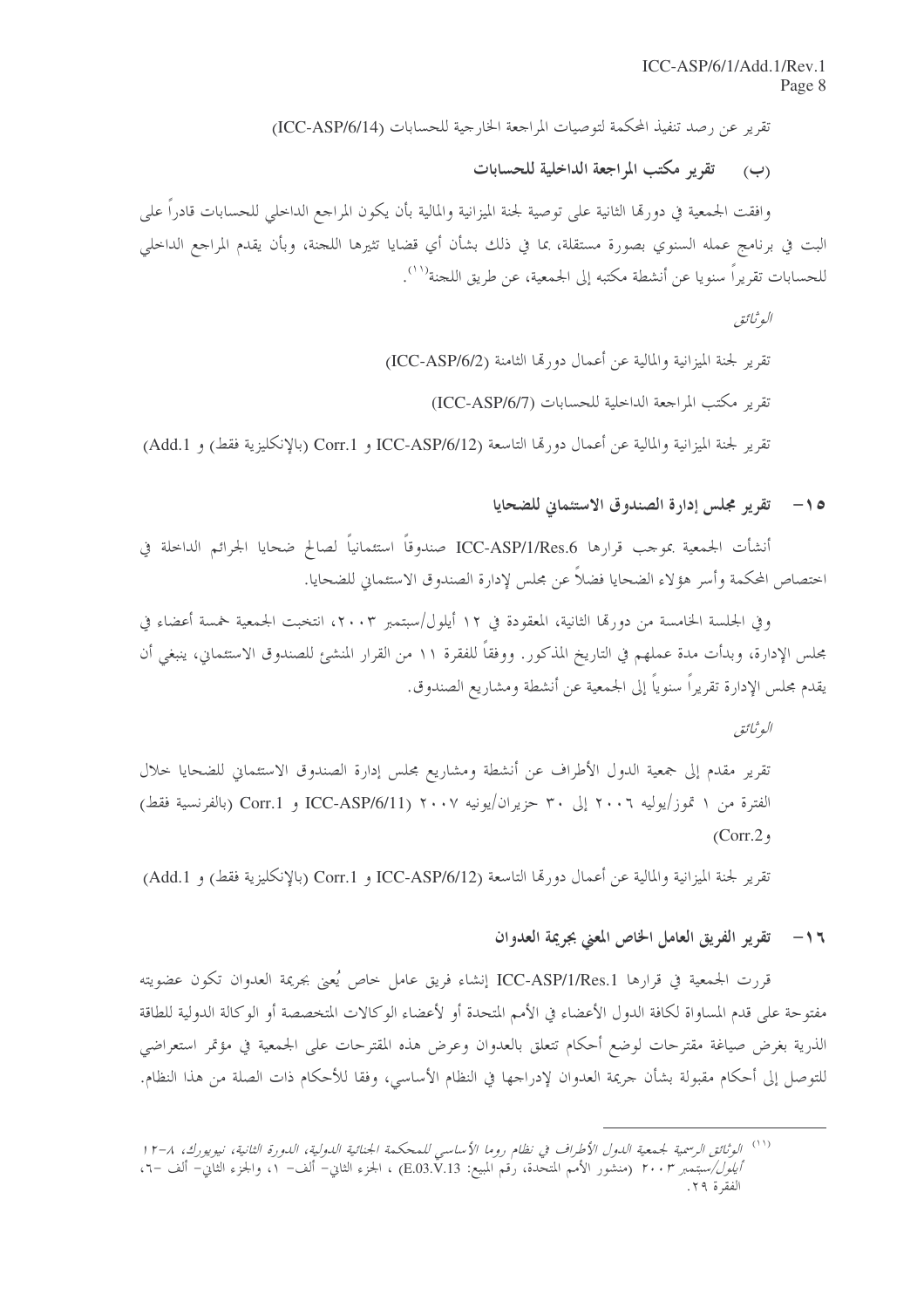تقرير عن رصد تنفيذ المحكمة لتوصيات المراجعة الخارجية للحسابات (ICC-ASP/6/14)

### (ب) تقرير مكتب المراجعة الداخلية للحسابات

وافقت الجمعية في دورتها الثانية على توصية لجنة الميزانية والمالية بأن يكون المراجع الداخلي للحسابات قادراً على البت في برنامج عمله السنوي بصورة مستقلة، بما في ذلك بشأن أي قضايا تثيرها اللجنة، وبأن يقدم المراجع الداخلي للحسابات تقريراً سنويا عن أنشطة مكتبه إلى الجمعية، عن طريق اللجنة[11].

*الوثائق*

تقرير لجنة الميزانية والمالية عن أعمال دورتها الثامنة (ICC-ASP/6/2)

تقرير مكتب المراجعة الداخلية للحسابات (ICC-ASP/6/7)

تقرير لجنة الميزانية والمالية عن أعمال دورتها التاسعة (ICC-ASP/6/12 و Corr.1 (بالإنكليزية فقط) و Add.1)

## ١٥- تقرير مجلس إدارة الصندوق الاستئماني للضحايا

أنشأت الجمعية بموجب قرارها ICC-ASP/1/Res.6 صندوقاً استئمانياً لصالح ضحايا الجرائم الداخلة في اختصاص المحكمة وأسر هؤلاء الضحايا فضلاً عن مجلس لإدارة الصندوق الاستئماني للضحايا.

وفي الجلسة الخامسة من دورتها الثانية، المعقودة في ١٢ أيلول/سبتمبر ٢٠٠٣، انتخبت الجمعية خمسة أعضاء في مجلس الإدارة، وبدأت مدة عملهم في التاريخ المذكور. ووفقاً للفقرة ١١ من القرار المنشئ للصندوق الاستئماني، ينبغي أن يقدم مجلس الإدارة تقريراً سنوياً إلى الجمعية عن أنشطة ومشاريع الصندوق.

*الوثائق*

تقرير مقدم إلى جمعية الدول الأطراف عن أنشطة ومشاريع مجلس إدارة الصندوق الاستئماني للضحايا خلال الفترة من ١ تموز/يوليه ٢٠٠٦ إلى ٣٠ حزيران/يونيه ٢٠٠٧ (ICC-ASP/6/11 و Corr.1 (بالفرنسية فقط) و Corr.2)

تقرير لجنة الميزانية والمالية عن أعمال دورتها التاسعة (ICC-ASP/6/12 و Corr.1 (بالإنكليزية فقط) و Add.1)

## ١٦- تقرير الفريق العامل الخاص المعني بجريمة العدوان

قررت الجمعية في قرارها ICC-ASP/1/Res.1 إنشاء فريق عامل خاص يُعنى بجريمة العدوان تكون عضويته مفتوحة على قدم المساواة لكافة الدول الأعضاء في الأمم المتحدة أو لأعضاء الوكالات المتخصصة أو الوكالة الدولية للطاقة الذرية بغرض صياغة مقترحات لوضع أحكام تتعلق بالعدوان وعرض هذه المقترحات على الجمعية في مؤتمر استعراضي للتوصل إلى أحكام مقبولة بشأن جريمة العدوان لإدراجها في النظام الأساسي، وفقا للأحكام ذات الصلة من هذا النظام.

---

[11] *الوثائق الرسمية لجمعية الدول الأطراف في نظام روما الأساسي للمحكمة الجنائية الدولية، الدورة الثانية، نيويورك، ٨-١٢ أيلول/سبتمبر ٢٠٠٣* (منشور الأمم المتحدة، رقم المبيع: E.03.V.13) ، الجزء الثاني- ألف- ١، والجزء الثاني- ألف -٦، الفقرة ٢٩.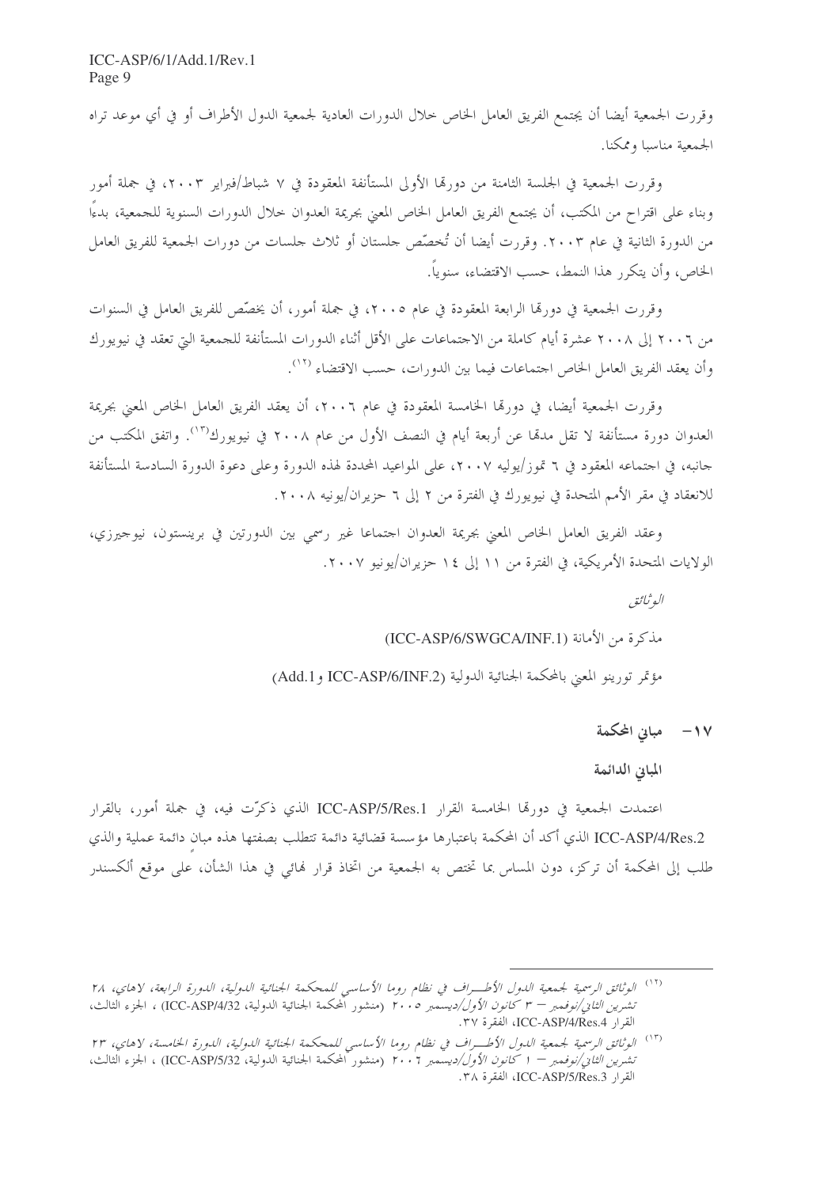وقررت الجمعية أيضا أن يجتمع الفريق العامل الخاص خلال الدورات العادية لجمعية الدول الأطراف أو في أي موعد تراه الجمعية مناسبا وممكنا.

وقررت الجمعية في الجلسة الثامنة من دورتها الأولى المستأنفة المعقودة في ٧ شباط/فبراير ٢٠٠٣، في جملة أمور وبناء على اقتراح من المكتب، أن يجتمع الفريق العامل الخاص المعني بجريمة العدوان خلال الدورات السنوية للجمعية، بدءاً من الدورة الثانية في عام ٢٠٠٣. وقررت أيضا أن تُخصّص جلستان أو ثلاث جلسات من دورات الجمعية للفريق العامل الخاص، وأن يتكرر هذا النمط، حسب الاقتضاء، سنوياً.

وقررت الجمعية في دورتها الرابعة المعقودة في عام ٢٠٠٥، في جملة أمور، أن يخصّص للفريق العامل في السنوات من ٢٠٠٦ إلى ٢٠٠٨ عشرة أيام كاملة من الاجتماعات على الأقل أثناء الدورات المستأنفة للجمعية التي تعقد في نيويورك وأن يعقد الفريق العامل الخاص اجتماعات فيما بين الدورات، حسب الاقتضاء [١٢].

وقررت الجمعية أيضا، في دورتها الخامسة المعقودة في عام ٢٠٠٦، أن يعقد الفريق العامل الخاص المعني بجريمة العدوان دورة مستأنفة لا تقل مدتها عن أربعة أيام في النصف الأول من عام ٢٠٠٨ في نيويورك[١٣]. واتفق المكتب من جانبه، في اجتماعه المعقود في ٦ تموز/يوليه ٢٠٠٧، على المواعيد المحددة لهذه الدورة وعلى دعوة الدورة السادسة المستأنفة للانعقاد في مقر الأمم المتحدة في نيويورك في الفترة من ٢ إلى ٦ حزيران/يونيه ٢٠٠٨.

وعقد الفريق العامل الخاص المعني بجريمة العدوان اجتماعا غير رسمي بين الدورتين في برينستون، نيوجيرزي، الولايات المتحدة الأمريكية، في الفترة من ١١ إلى ١٤ حزيران/يونيو ٢٠٠٧.

*الوثائق*

مذكرة من الأمانة (ICC-ASP/6/SWGCA/INF.1)

مؤتمر تورينو المعني بالمحكمة الجنائية الدولية (ICC-ASP/6/INF.2 وAdd.1)

## ١٧- مباني المحكمة

### المباني الدائمة

اعتمدت الجمعية في دورتها الخامسة القرار ICC-ASP/5/Res.1 الذي ذكّرت فيه، في جملة أمور، بالقرار ICC-ASP/4/Res.2 الذي أكد أن المحكمة باعتبارها مؤسسة قضائية دائمة تتطلب بصفتها هذه مبانٍ دائمة عملية والذي طلب إلى المحكمة أن تركز، دون المساس بما تختص به الجمعية من اتخاذ قرار نهائي في هذا الشأن، على موقع ألكسندر

---

(١٢) *الوثائق الرسمية لجمعية الدول الأطراف في نظام روما الأساسي للمحكمة الجنائية الدولية، الدورة الرابعة، لاهاي، ٢٨ تشرين الثاني/نوفمبر – ٣ كانون الأول/ديسمبر ٢٠٠٥* (منشور المحكمة الجنائية الدولية، ICC-ASP/4/32)، الجزء الثالث، القرار ICC-ASP/4/Res.4، الفقرة ٣٧.

(١٣) *الوثائق الرسمية لجمعية الدول الأطراف في نظام روما الأساسي للمحكمة الجنائية الدولية، الدورة الخامسة، لاهاي، ٢٣ تشرين الثاني/نوفمبر – ١ كانون الأول/ديسمبر ٢٠٠٦* (منشور المحكمة الجنائية الدولية، ICC-ASP/5/32)، الجزء الثالث، القرار ICC-ASP/5/Res.3، الفقرة ٣٨.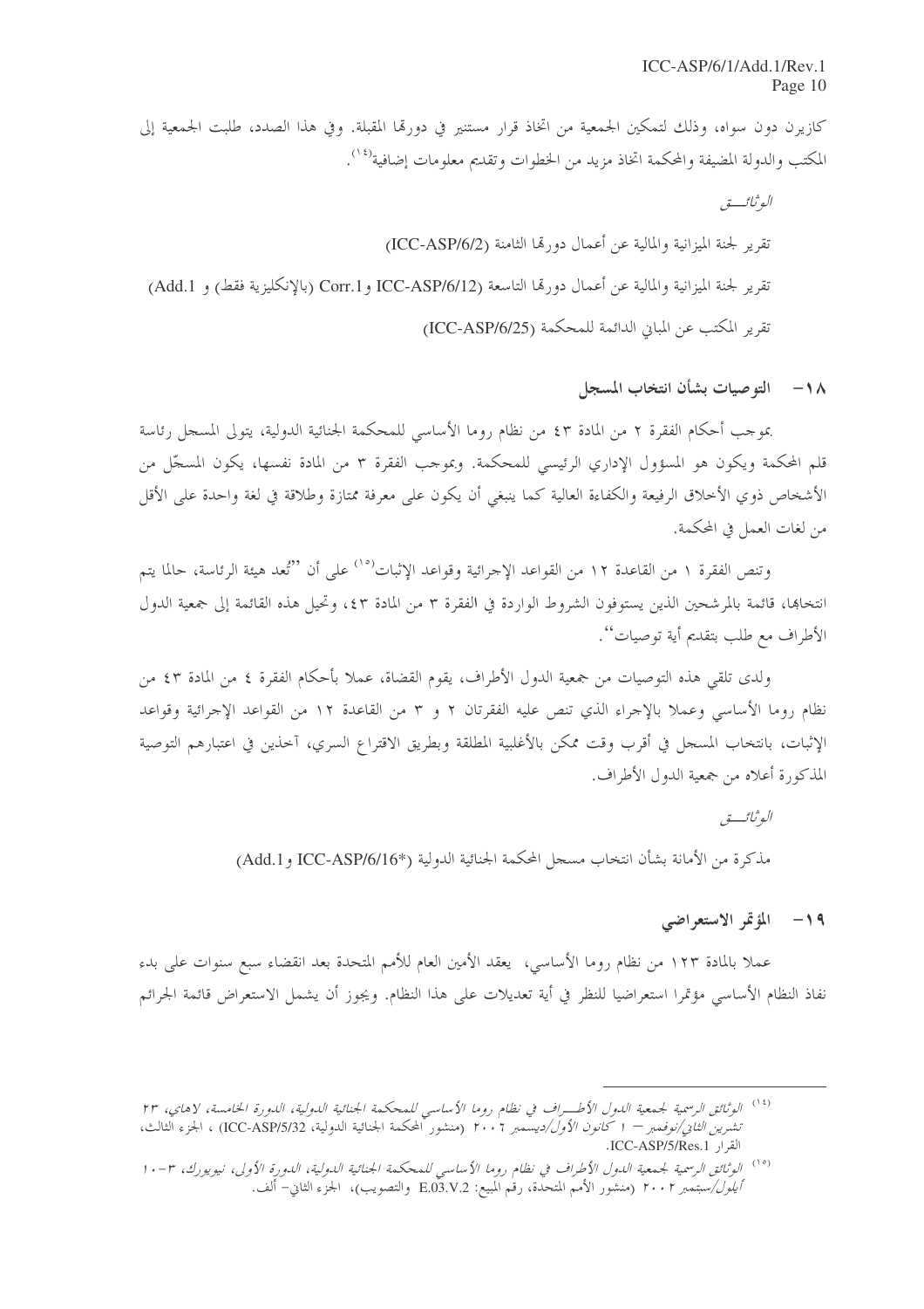كازيرن دون سواه، وذلك لتمكين الجمعية من اتخاذ قرار مستنير في دورتها المقبلة. وفي هذا الصدد، طلبت الجمعية إلى المكتب والدولة المضيفة والمحكمة اتخاذ مزيد من الخطوات وتقديم معلومات إضافية[14].

*الوثائــق*

تقرير لجنة الميزانية والمالية عن أعمال دورتها الثامنة (ICC-ASP/6/2)

تقرير لجنة الميزانية والمالية عن أعمال دورتها التاسعة (ICC-ASP/6/12 وCorr.1 (بالإنكليزية فقط) و Add.1)

تقرير المكتب عن المباني الدائمة للمحكمة (ICC-ASP/6/25)

## ١٨- التوصيات بشأن انتخاب المسجل

بموجب أحكام الفقرة ٢ من المادة ٤٣ من نظام روما الأساسي للمحكمة الجنائية الدولية، يتولى المسجل رئاسة قلم المحكمة ويكون هو المسؤول الإداري الرئيسي للمحكمة. وبموجب الفقرة ٣ من المادة نفسها، يكون المسجّل من الأشخاص ذوي الأخلاق الرفيعة والكفاءة العالية كما ينبغي أن يكون على معرفة ممتازة وطلاقة في لغة واحدة على الأقل من لغات العمل في المحكمة.

وتنص الفقرة ١ من القاعدة ١٢ من القواعد الإجرائية وقواعد الإثبات[15] على أن "تُعد هيئة الرئاسة، حالما يتم انتخابها، قائمة بالمرشحين الذين يستوفون الشروط الواردة في الفقرة ٣ من المادة ٤٣، وتحيل هذه القائمة إلى جمعية الدول الأطراف مع طلب بتقديم أية توصيات".

ولدى تلقي هذه التوصيات من جمعية الدول الأطراف، يقوم القضاة، عملا بأحكام الفقرة ٤ من المادة ٤٣ من نظام روما الأساسي وعملا بالإجراء الذي تنص عليه الفقرتان ٢ و ٣ من القاعدة ١٢ من القواعد الإجرائية وقواعد الإثبات، بانتخاب المسجل في أقرب وقت ممكن بالأغلبية المطلقة وبطريق الاقتراع السري، آخذين في اعتبارهم التوصية المذكورة أعلاه من جمعية الدول الأطراف.

*الوثائــق*

مذكرة من الأمانة بشأن انتخاب مسجل المحكمة الجنائية الدولية (*ICC-ASP/6/16 وAdd.1)

## ١٩- المؤتمر الاستعراضي

عملا بالمادة ١٢٣ من نظام روما الأساسي، يعقد الأمين العام للأمم المتحدة بعد انقضاء سبع سنوات على بدء نفاذ النظام الأساسي مؤتمرا استعراضيا للنظر في أية تعديلات على هذا النظام. ويجوز أن يشمل الاستعراض قائمة الجرائم

---

[14] *الوثائق الرسمية لجمعية الدول الأطـراف في نظام روما الأساسي للمحكمة الجنائية الدولية، الدورة الخامسة، لاهاي، ٢٣ تشرين الثاني/نوفمبر – ١ كانون الأول/ديسمبر ٢٠٠٦* (منشور المحكمة الجنائية الدولية، ICC-ASP/5/32) ، الجزء الثالث، القرار ICC-ASP/5/Res.1.

[15] *الوثائق الرسمية لجمعية الدول الأطراف في نظام روما الأساسي للمحكمة الجنائية الدولية، الدورة الأولى، نيويورك، ٣-١٠ أيلول/سبتمبر ٢٠٠٢* (منشور الأمم المتحدة، رقم المبيع: E.03.V.2 والتصويب)، الجزء الثاني- ألف.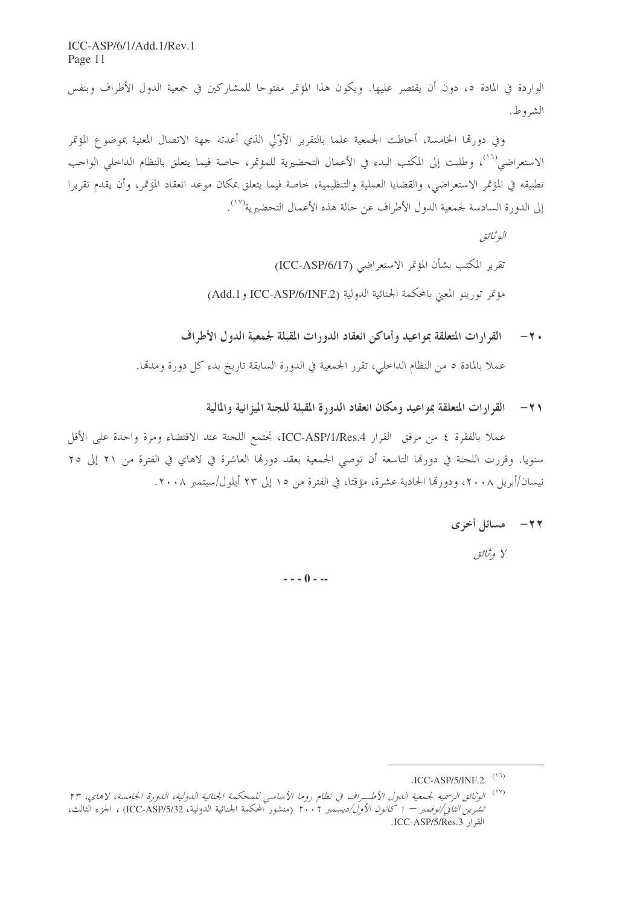الواردة في المادة ٥، دون أن يقتصر عليها. ويكون هذا المؤتمر مفتوحا للمشاركين في جمعية الدول الأطراف وبنفس الشروط.

وفي دورتها الخامسة، أحاطت الجمعية علما بالتقرير الأوّلي الذي أعدته جهة الاتصال المعنية بموضوع المؤتمر الاستعراضي[١٦]، وطلبت إلى المكتب البدء في الأعمال التحضيرية للمؤتمر، خاصة فيما يتعلق بالنظام الداخلي الواجب تطبيقه في المؤتمر الاستعراضي، والقضايا العملية والتنظيمية، خاصة فيما يتعلق بمكان موعد انعقاد المؤتمر، وأن يقدم تقريرا إلى الدورة السادسة لجمعية الدول الأطراف عن حالة هذه الأعمال التحضيرية[١٧].

*الوثائق*

تقرير المكتب بشأن المؤتمر الاستعراضي (ICC-ASP/6/17)

مؤتمر تورينو المعني بالمحكمة الجنائية الدولية (ICC-ASP/6/INF.2 وAdd.1)

## ٢٠- القرارات المتعلقة بمواعيد وأماكن انعقاد الدورات المقبلة لجمعية الدول الأطراف

عملا بالمادة ٥ من النظام الداخلي، تقرر الجمعية في الدورة السابقة تاريخ بدء كل دورة ومدتها.

## ٢١- القرارات المتعلقة بمواعيد ومكان انعقاد الدورة المقبلة للجنة الميزانية والمالية

عملا بالفقرة ٤ من مرفق القرار ICC-ASP/1/Res.4، تجتمع اللجنة عند الاقتضاء ومرة واحدة على الأقل سنويا. وقررت اللجنة في دورتها التاسعة أن توصي الجمعية بعقد دورتها العاشرة في لاهاي في الفترة من ٢١ إلى ٢٥ نيسان/أبريل ٢٠٠٨، ودورتها الحادية عشرة، مؤقتا، في الفترة من ١٥ إلى ٢٣ أيلول/سبتمبر ٢٠٠٨.

## ٢٢- مسائل أخرى

*لا وثائق*

--- 0 ---

---

[١٦] ICC-ASP/5/INF.2.

[١٧] *الوثائق الرسمية لجمعية الدول الأطراف في نظام روما الأساسي للمحكمة الجنائية الدولية، الدورة الخامسة، لاهاي، ٢٣ تشرين الثاني/نوفمبر – ١ كانون الأول/ديسمبر ٢٠٠٦* (منشور المحكمة الجنائية الدولية، ICC-ASP/5/32) ، الجزء الثالث، القرار ICC-ASP/5/Res.3.